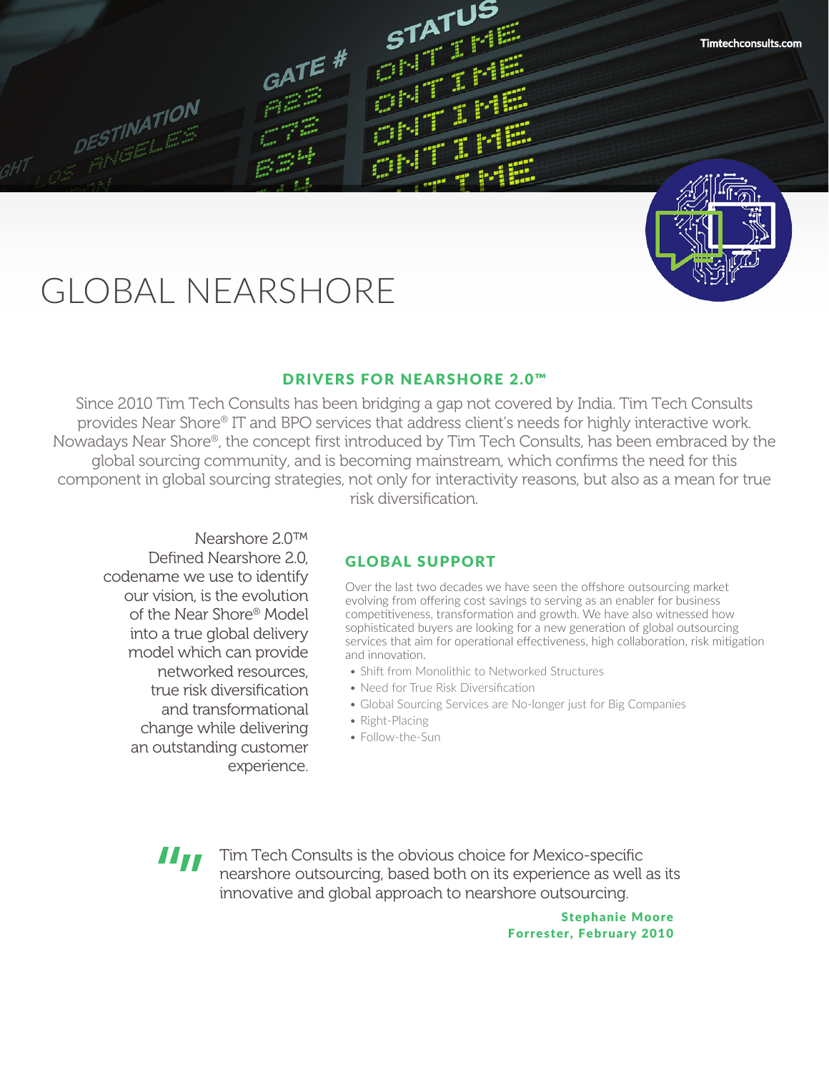Timtechconsults.com

# GLOBAL NEARSHORE

## DRIVERS FOR NEARSHORE 2.0™

Since 2010 Tim Tech Consults has been bridging a gap not covered by India. Tim Tech Consults provides Near Shore® IT and BPO services that address client's needs for highly interactive work. Nowadays Near Shore®, the concept first introduced by Tim Tech Consults, has been embraced by the global sourcing community, and is becoming mainstream, which confirms the need for this component in global sourcing strategies, not only for interactivity reasons, but also as a mean for true risk diversification.

Nearshore 2.0™ Defined Nearshore 2.0, codename we use to identify our vision, is the evolution of the Near Shore® Model into a true global delivery model which can provide networked resources, true risk diversification and transformational change while delivering an outstanding customer experience.

## GLOBAL SUPPORT

Over the last two decades we have seen the offshore outsourcing market evolving from offering cost savings to serving as an enabler for business competitiveness, transformation and growth. We have also witnessed how sophisticated buyers are looking for a new generation of global outsourcing services that aim for operational effectiveness, high collaboration, risk mitigation and innovation.

- Shift from Monolithic to Networked Structures
- Need for True Risk Diversification
- Global Sourcing Services are No-longer just for Big Companies
- Right-Placing
- Follow-the-Sun

> "Tim Tech Consults is the obvious choice for Mexico-specific nearshore outsourcing, based both on its experience as well as its innovative and global approach to nearshore outsourcing.
>
> **Stephanie Moore**
> **Forrester, February 2010**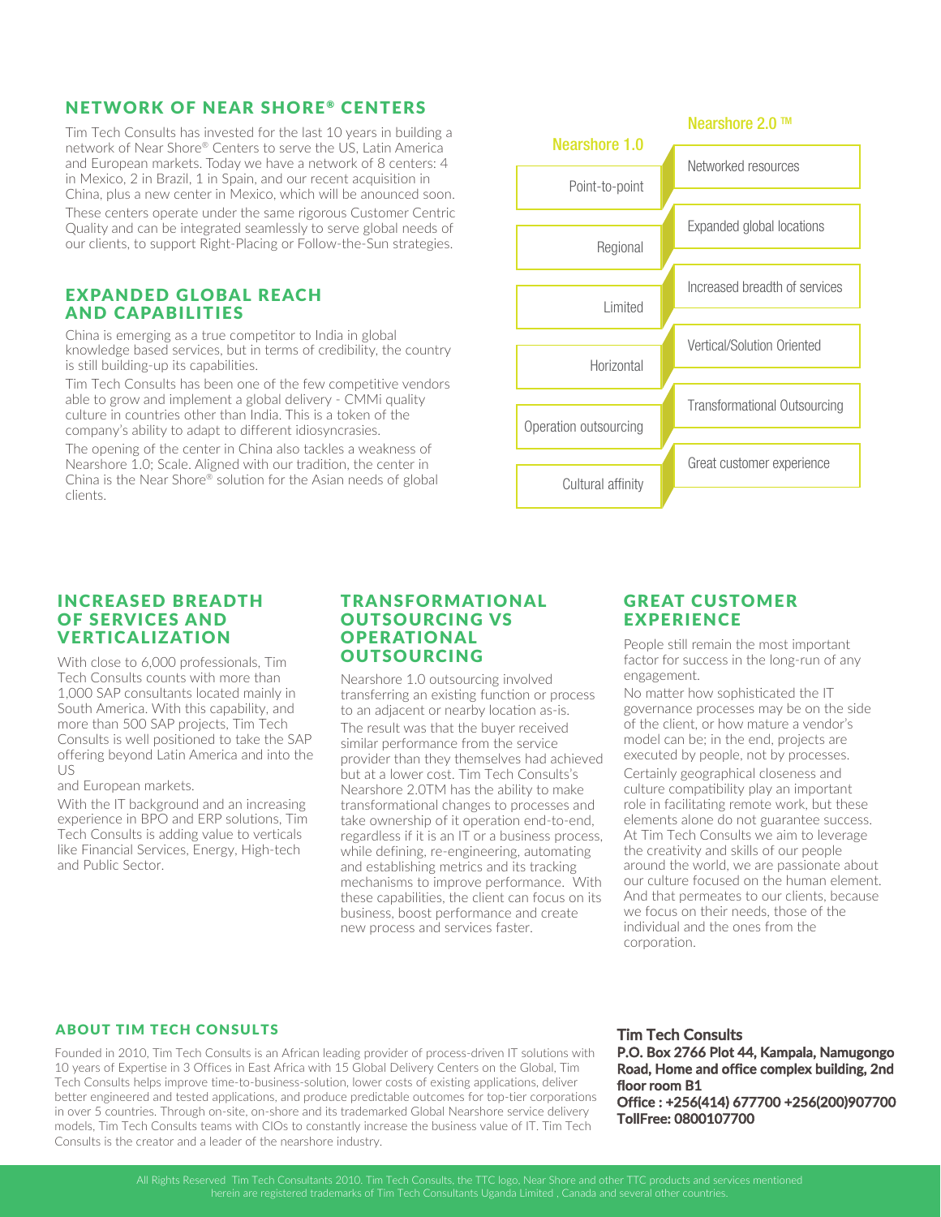## NETWORK OF NEAR SHORE® CENTERS

Tim Tech Consults has invested for the last 10 years in building a network of Near Shore® Centers to serve the US, Latin America and European markets. Today we have a network of 8 centers: 4 in Mexico, 2 in Brazil, 1 in Spain, and our recent acquisition in China, plus a new center in Mexico, which will be anounced soon.

These centers operate under the same rigorous Customer Centric Quality and can be integrated seamlessly to serve global needs of our clients, to support Right-Placing or Follow-the-Sun strategies.

## EXPANDED GLOBAL REACH AND CAPABILITIES

China is emerging as a true competitor to India in global knowledge based services, but in terms of credibility, the country is still building-up its capabilities.

Tim Tech Consults has been one of the few competitive vendors able to grow and implement a global delivery - CMMi quality culture in countries other than India. This is a token of the company's ability to adapt to different idiosyncrasies.

The opening of the center in China also tackles a weakness of Nearshore 1.0; Scale. Aligned with our tradition, the center in China is the Near Shore® solution for the Asian needs of global clients.

Nearshore 1.0
Point-to-point
Regional
Limited
Horizontal
Operation outsourcing
Cultural affinity

Nearshore 2.0 ™
Networked resources
Expanded global locations
Increased breadth of services
Vertical/Solution Oriented
Transformational Outsourcing
Great customer experience

## INCREASED BREADTH OF SERVICES AND VERTICALIZATION

With close to 6,000 professionals, Tim Tech Consults counts with more than 1,000 SAP consultants located mainly in South America. With this capability, and more than 500 SAP projects, Tim Tech Consults is well positioned to take the SAP offering beyond Latin America and into the US
and European markets.

With the IT background and an increasing experience in BPO and ERP solutions, Tim Tech Consults is adding value to verticals like Financial Services, Energy, High-tech and Public Sector.

## TRANSFORMATIONAL OUTSOURCING VS OPERATIONAL OUTSOURCING

Nearshore 1.0 outsourcing involved transferring an existing function or process to an adjacent or nearby location as-is.

The result was that the buyer received similar performance from the service provider than they themselves had achieved but at a lower cost. Tim Tech Consults's Nearshore 2.0TM has the ability to make transformational changes to processes and take ownership of it operation end-to-end, regardless if it is an IT or a business process, while defining, re-engineering, automating and establishing metrics and its tracking mechanisms to improve performance. With these capabilities, the client can focus on its business, boost performance and create new process and services faster.

## GREAT CUSTOMER EXPERIENCE

People still remain the most important factor for success in the long-run of any engagement.

No matter how sophisticated the IT governance processes may be on the side of the client, or how mature a vendor's model can be; in the end, projects are executed by people, not by processes.

Certainly geographical closeness and culture compatibility play an important role in facilitating remote work, but these elements alone do not guarantee success. At Tim Tech Consults we aim to leverage the creativity and skills of our people around the world, we are passionate about our culture focused on the human element. And that permeates to our clients, because we focus on their needs, those of the individual and the ones from the corporation.

### ABOUT TIM TECH CONSULTS

Founded in 2010, Tim Tech Consults is an African leading provider of process-driven IT solutions with 10 years of Expertise in 3 Offices in East Africa with 15 Global Delivery Centers on the Global, Tim Tech Consults helps improve time-to-business-solution, lower costs of existing applications, deliver better engineered and tested applications, and produce predictable outcomes for top-tier corporations in over 5 countries. Through on-site, on-shore and its trademarked Global Nearshore service delivery models, Tim Tech Consults teams with CIOs to constantly increase the business value of IT. Tim Tech Consults is the creator and a leader of the nearshore industry.

**Tim Tech Consults**
**P.O. Box 2766 Plot 44, Kampala, Namugongo Road, Home and office complex building, 2nd floor room B1**
**Office : +256(414) 677700 +256(200)907700**
**TollFree: 0800107700**

All Rights Reserved Tim Tech Consultants 2010. Tim Tech Consults, the TTC logo, Near Shore and other TTC products and services mentioned herein are registered trademarks of Tim Tech Consultants Uganda Limited , Canada and several other countries.